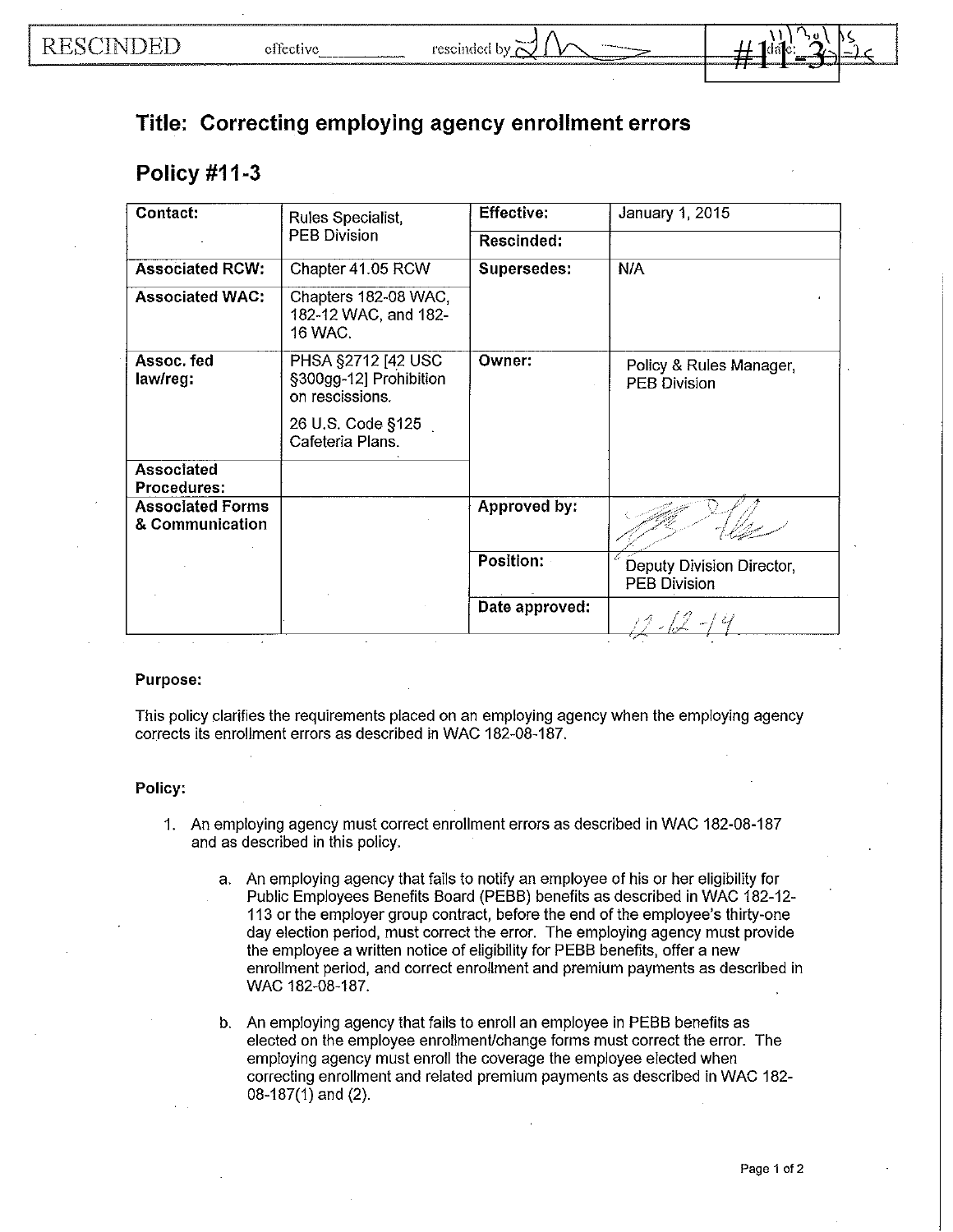RESCINDED effective rescinded by [signature] #11-3 date: 11/30/15

# Title: Correcting employing agency enrollment errors

## Policy #11-3

| | | | |
|---|---|---|---|
| **Contact:** | Rules Specialist, PEB Division | **Effective:** | January 1, 2015 |
| | | **Rescinded:** | |
| **Associated RCW:** | Chapter 41.05 RCW | **Supersedes:** | N/A |
| **Associated WAC:** | Chapters 182-08 WAC, 182-12 WAC, and 182-16 WAC. | | |
| **Assoc. fed law/reg:** | PHSA §2712 [42 USC §300gg-12] Prohibition on rescissions.<br>26 U.S. Code §125 Cafeteria Plans. | **Owner:** | Policy & Rules Manager, PEB Division |
| **Associated Procedures:** | | | |
| **Associated Forms & Communication** | | **Approved by:** | [signature] |
| | | **Position:** | Deputy Division Director, PEB Division |
| | | **Date approved:** | 12-12-14 |

**Purpose:**

This policy clarifies the requirements placed on an employing agency when the employing agency corrects its enrollment errors as described in WAC 182-08-187.

**Policy:**

1. An employing agency must correct enrollment errors as described in WAC 182-08-187 and as described in this policy.

    a. An employing agency that fails to notify an employee of his or her eligibility for Public Employees Benefits Board (PEBB) benefits as described in WAC 182-12-113 or the employer group contract, before the end of the employee's thirty-one day election period, must correct the error. The employing agency must provide the employee a written notice of eligibility for PEBB benefits, offer a new enrollment period, and correct enrollment and premium payments as described in WAC 182-08-187.

    b. An employing agency that fails to enroll an employee in PEBB benefits as elected on the employee enrollment/change forms must correct the error. The employing agency must enroll the coverage the employee elected when correcting enrollment and related premium payments as described in WAC 182-08-187(1) and (2).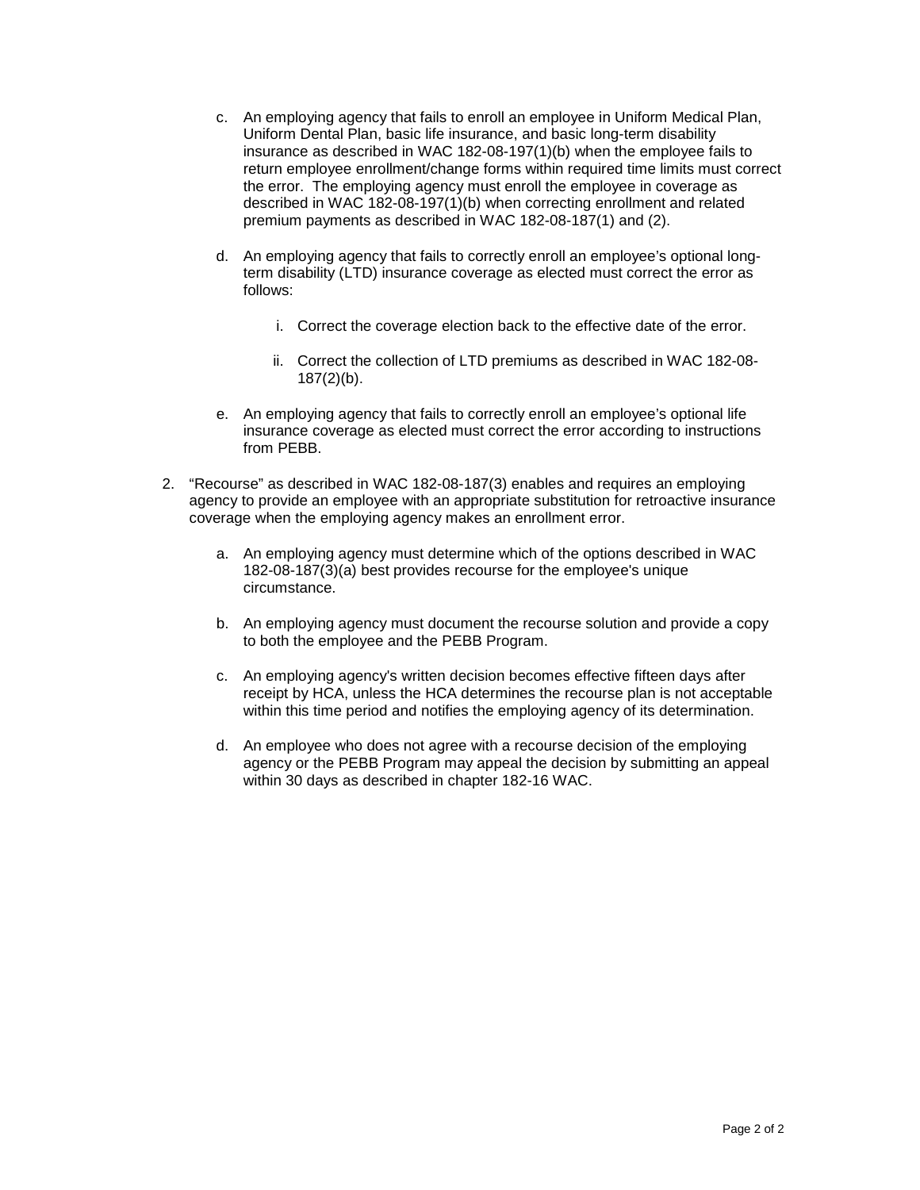c. An employing agency that fails to enroll an employee in Uniform Medical Plan, Uniform Dental Plan, basic life insurance, and basic long-term disability insurance as described in WAC 182-08-197(1)(b) when the employee fails to return employee enrollment/change forms within required time limits must correct the error. The employing agency must enroll the employee in coverage as described in WAC 182-08-197(1)(b) when correcting enrollment and related premium payments as described in WAC 182-08-187(1) and (2).

d. An employing agency that fails to correctly enroll an employee's optional long-term disability (LTD) insurance coverage as elected must correct the error as follows:

   i. Correct the coverage election back to the effective date of the error.

   ii. Correct the collection of LTD premiums as described in WAC 182-08-187(2)(b).

e. An employing agency that fails to correctly enroll an employee's optional life insurance coverage as elected must correct the error according to instructions from PEBB.

2. "Recourse" as described in WAC 182-08-187(3) enables and requires an employing agency to provide an employee with an appropriate substitution for retroactive insurance coverage when the employing agency makes an enrollment error.

   a. An employing agency must determine which of the options described in WAC 182-08-187(3)(a) best provides recourse for the employee's unique circumstance.

   b. An employing agency must document the recourse solution and provide a copy to both the employee and the PEBB Program.

   c. An employing agency's written decision becomes effective fifteen days after receipt by HCA, unless the HCA determines the recourse plan is not acceptable within this time period and notifies the employing agency of its determination.

   d. An employee who does not agree with a recourse decision of the employing agency or the PEBB Program may appeal the decision by submitting an appeal within 30 days as described in chapter 182-16 WAC.